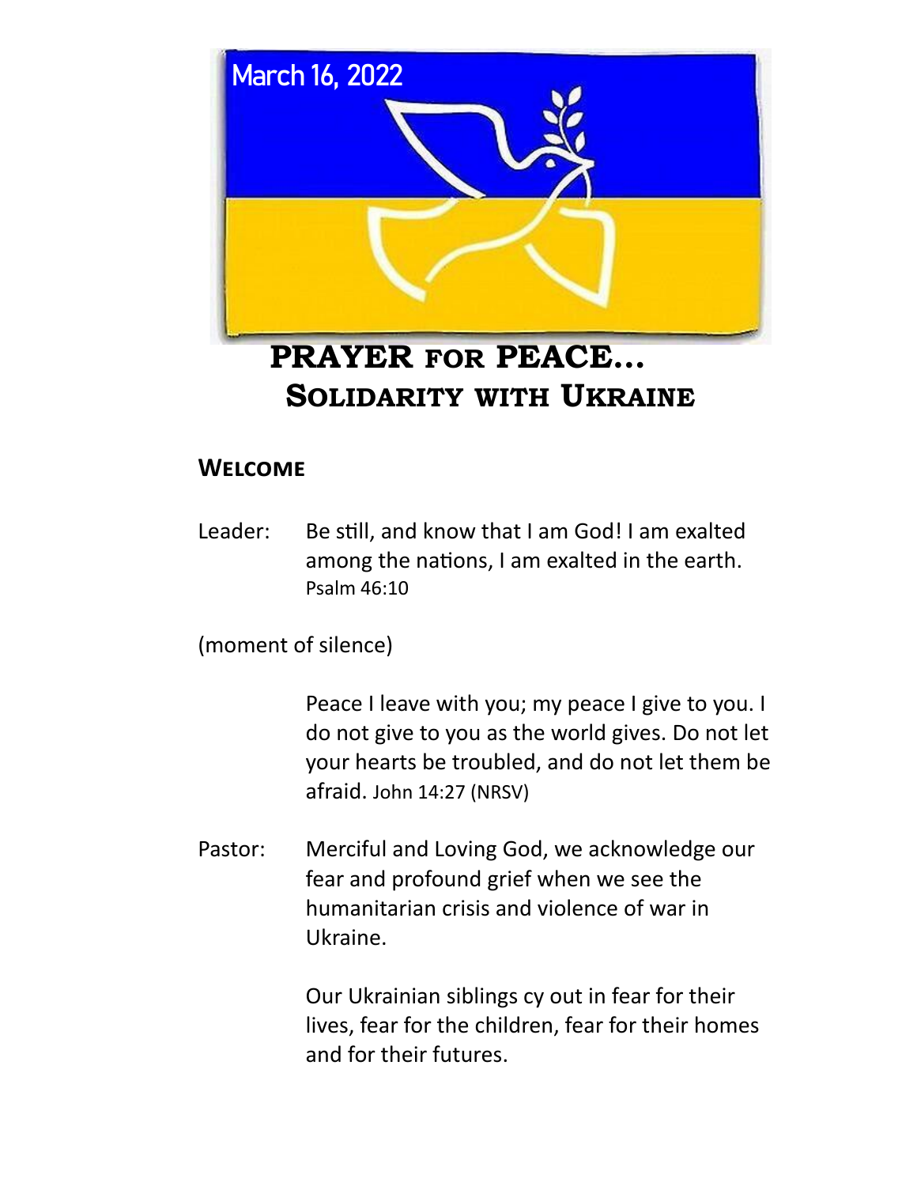March 16, 2022

# PRAYER FOR PEACE… SOLIDARITY WITH UKRAINE

## Welcome

Leader: Be still, and know that I am God! I am exalted among the nations, I am exalted in the earth. Psalm 46:10

(moment of silence)

Peace I leave with you; my peace I give to you. I do not give to you as the world gives. Do not let your hearts be troubled, and do not let them be afraid. John 14:27 (NRSV)

Pastor: Merciful and Loving God, we acknowledge our fear and profound grief when we see the humanitarian crisis and violence of war in Ukraine.

Our Ukrainian siblings cy out in fear for their lives, fear for the children, fear for their homes and for their futures.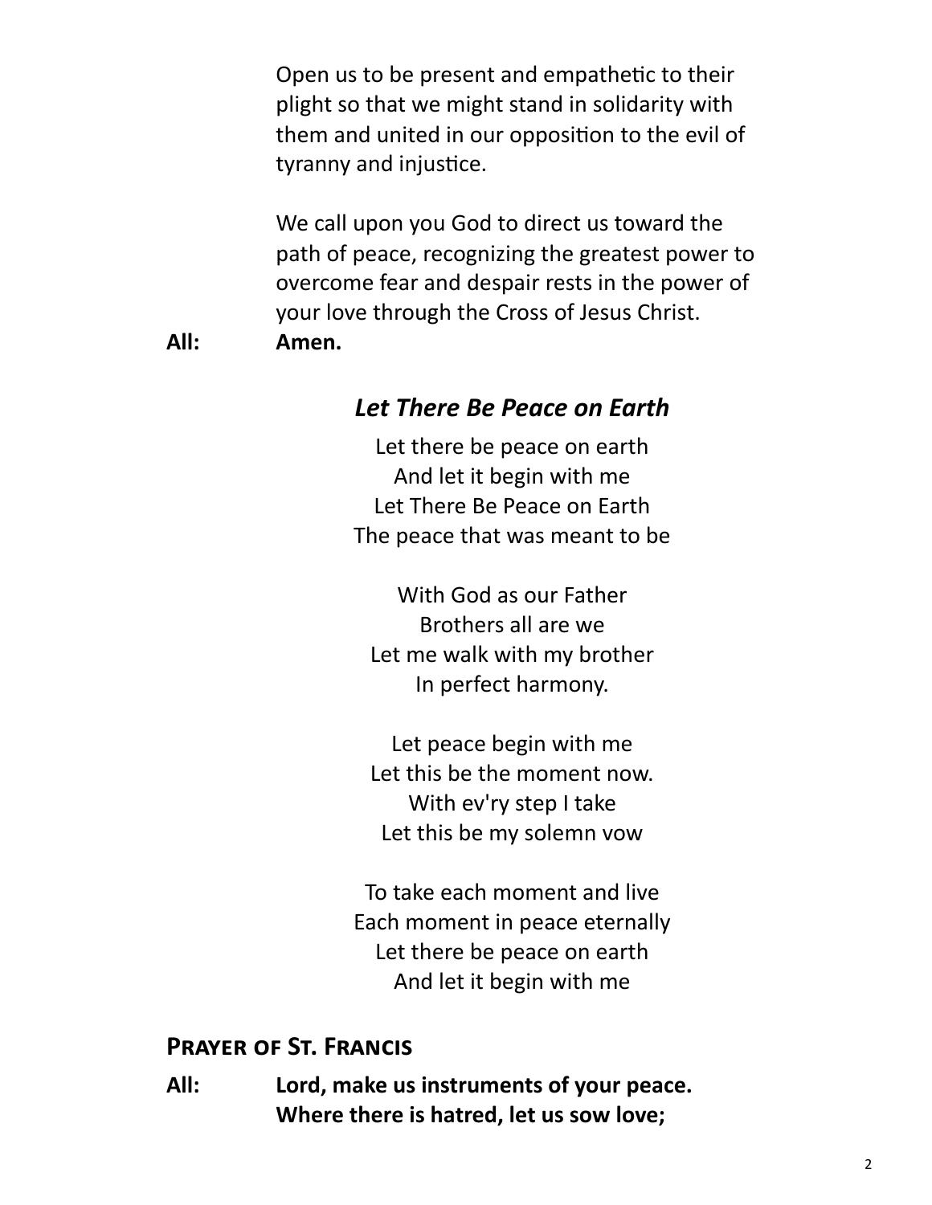Open us to be present and empathetic to their plight so that we might stand in solidarity with them and united in our opposition to the evil of tyranny and injustice.

We call upon you God to direct us toward the path of peace, recognizing the greatest power to overcome fear and despair rests in the power of your love through the Cross of Jesus Christ.

**All:** **Amen.**

### *Let There Be Peace on Earth*

Let there be peace on earth
And let it begin with me
Let There Be Peace on Earth
The peace that was meant to be

With God as our Father
Brothers all are we
Let me walk with my brother
In perfect harmony.

Let peace begin with me
Let this be the moment now.
With ev'ry step I take
Let this be my solemn vow

To take each moment and live
Each moment in peace eternally
Let there be peace on earth
And let it begin with me

## Prayer of St. Francis

**All:** **Lord, make us instruments of your peace.**
**Where there is hatred, let us sow love;**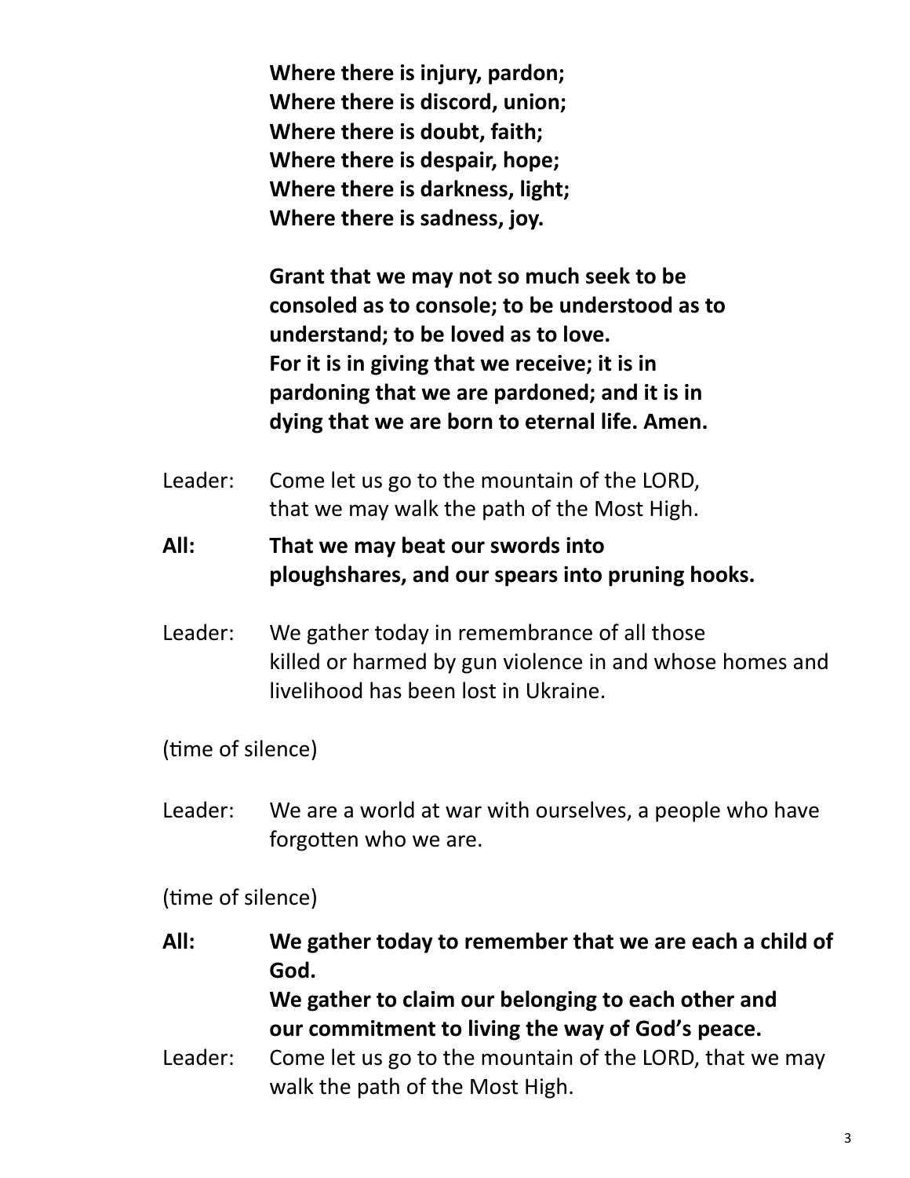**Where there is injury, pardon;**
**Where there is discord, union;**
**Where there is doubt, faith;**
**Where there is despair, hope;**
**Where there is darkness, light;**
**Where there is sadness, joy.**

**Grant that we may not so much seek to be consoled as to console; to be understood as to understand; to be loved as to love.**
**For it is in giving that we receive; it is in pardoning that we are pardoned; and it is in dying that we are born to eternal life. Amen.**

Leader: Come let us go to the mountain of the LORD, that we may walk the path of the Most High.

**All: That we may beat our swords into ploughshares, and our spears into pruning hooks.**

Leader: We gather today in remembrance of all those killed or harmed by gun violence in and whose homes and livelihood has been lost in Ukraine.

(time of silence)

Leader: We are a world at war with ourselves, a people who have forgotten who we are.

(time of silence)

**All: We gather today to remember that we are each a child of God.**
**We gather to claim our belonging to each other and our commitment to living the way of God's peace.**

Leader: Come let us go to the mountain of the LORD, that we may walk the path of the Most High.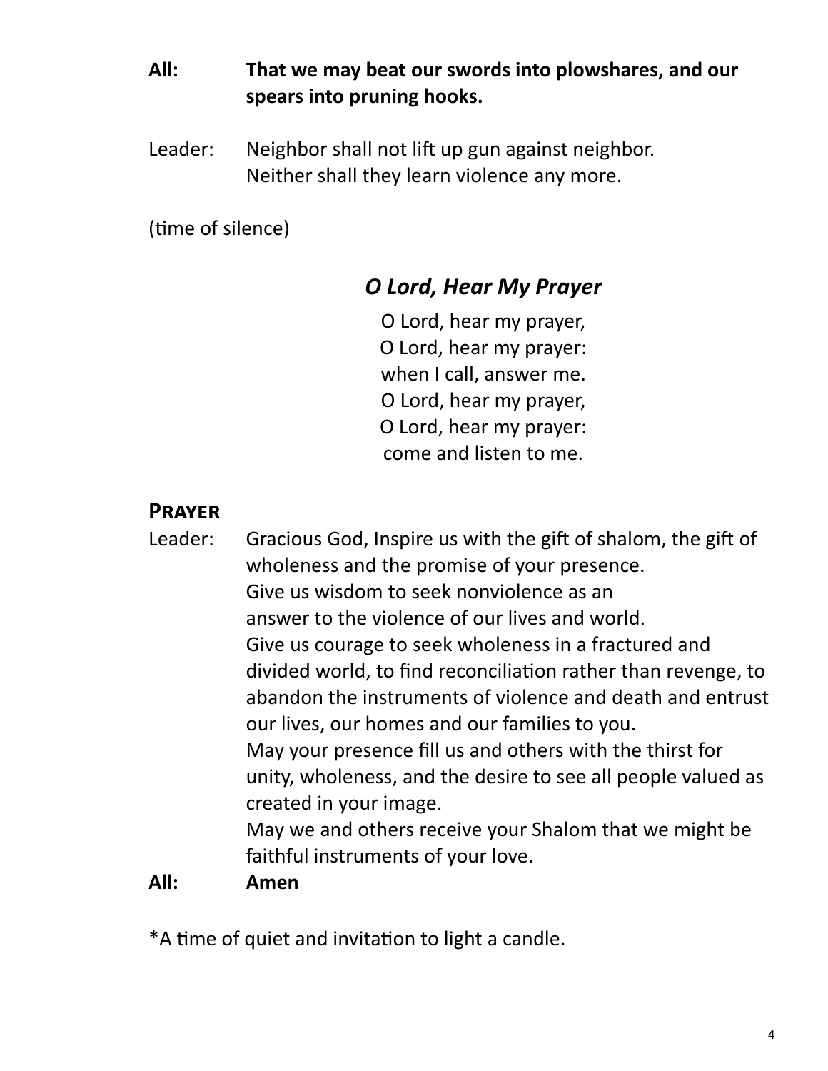**All:** **That we may beat our swords into plowshares, and our spears into pruning hooks.**

Leader: Neighbor shall not lift up gun against neighbor.
Neither shall they learn violence any more.

(time of silence)

### *O Lord, Hear My Prayer*

O Lord, hear my prayer,
O Lord, hear my prayer:
when I call, answer me.
O Lord, hear my prayer,
O Lord, hear my prayer:
come and listen to me.

## Prayer

Leader: Gracious God, Inspire us with the gift of shalom, the gift of wholeness and the promise of your presence.
Give us wisdom to seek nonviolence as an
answer to the violence of our lives and world.
Give us courage to seek wholeness in a fractured and divided world, to find reconciliation rather than revenge, to abandon the instruments of violence and death and entrust our lives, our homes and our families to you.
May your presence fill us and others with the thirst for unity, wholeness, and the desire to see all people valued as created in your image.
May we and others receive your Shalom that we might be faithful instruments of your love.

**All:** **Amen**

*A time of quiet and invitation to light a candle.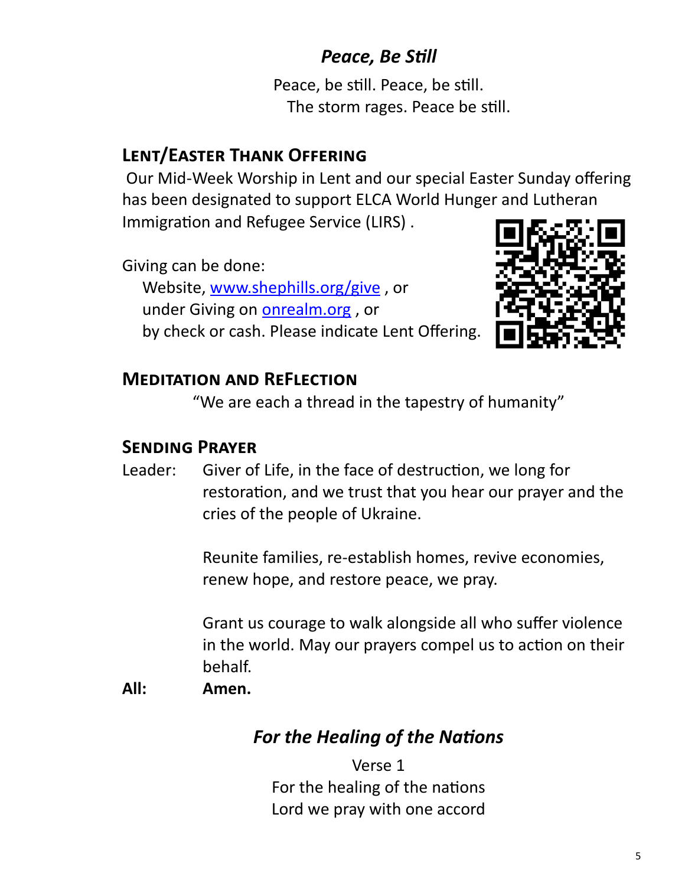## *Peace, Be Still*

Peace, be still. Peace, be still.
The storm rages. Peace be still.

## Lent/Easter Thank Offering

Our Mid-Week Worship in Lent and our special Easter Sunday offering has been designated to support ELCA World Hunger and Lutheran Immigration and Refugee Service (LIRS) .

Giving can be done:
Website, [www.shephills.org/give](www.shephills.org/give) , or
under Giving on [onrealm.org](onrealm.org) , or
by check or cash. Please indicate Lent Offering.

## Meditation and ReFlection

"We are each a thread in the tapestry of humanity"

## Sending Prayer

Leader: Giver of Life, in the face of destruction, we long for restoration, and we trust that you hear our prayer and the cries of the people of Ukraine.

Reunite families, re-establish homes, revive economies, renew hope, and restore peace, we pray.

Grant us courage to walk alongside all who suffer violence in the world. May our prayers compel us to action on their behalf.

**All: Amen.**

## *For the Healing of the Nations*

Verse 1
For the healing of the nations
Lord we pray with one accord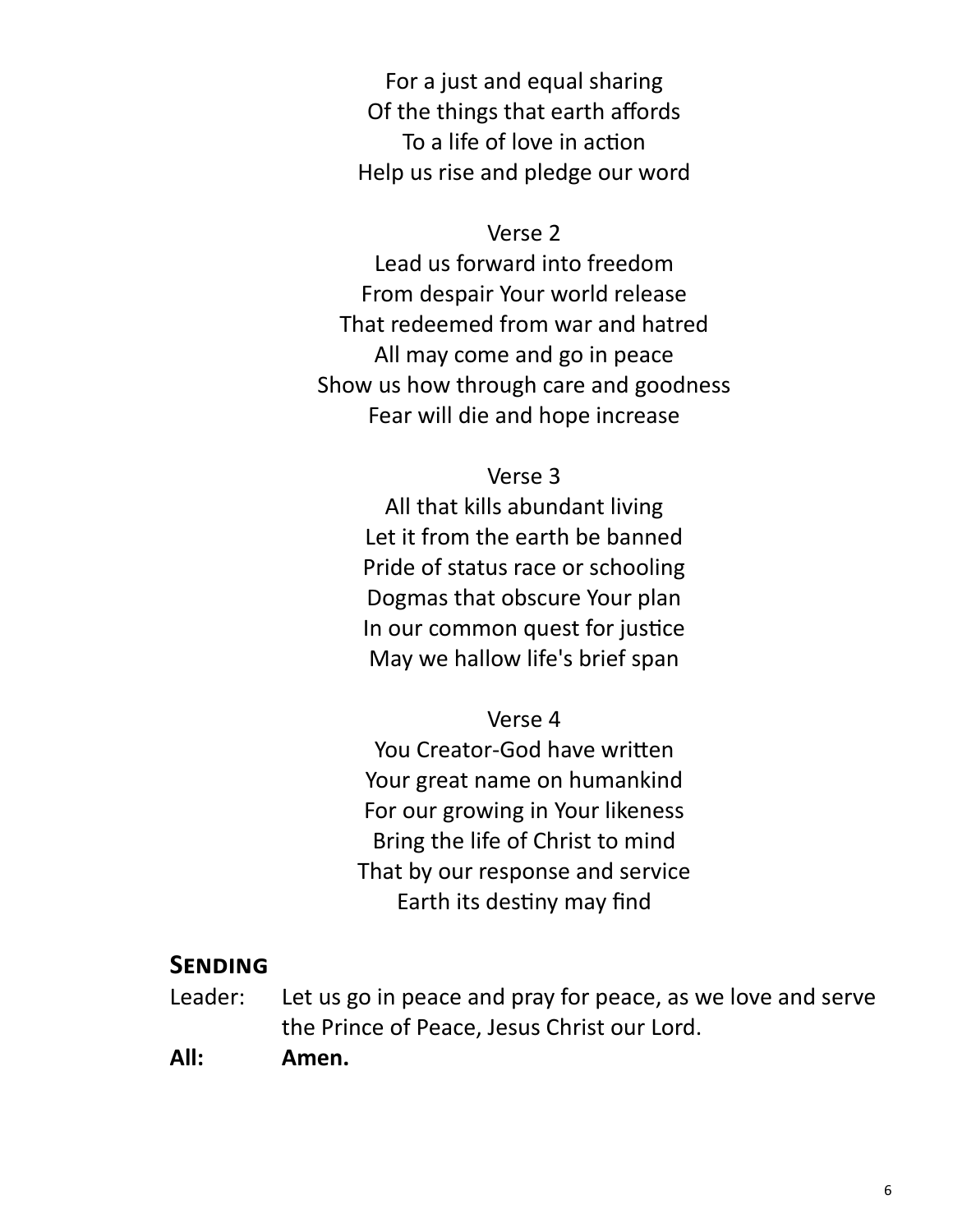For a just and equal sharing
Of the things that earth affords
To a life of love in action
Help us rise and pledge our word

Verse 2

Lead us forward into freedom
From despair Your world release
That redeemed from war and hatred
All may come and go in peace
Show us how through care and goodness
Fear will die and hope increase

Verse 3

All that kills abundant living
Let it from the earth be banned
Pride of status race or schooling
Dogmas that obscure Your plan
In our common quest for justice
May we hallow life's brief span

Verse 4

You Creator-God have written
Your great name on humankind
For our growing in Your likeness
Bring the life of Christ to mind
That by our response and service
Earth its destiny may find

## Sending

Leader: Let us go in peace and pray for peace, as we love and serve the Prince of Peace, Jesus Christ our Lord.

**All: Amen.**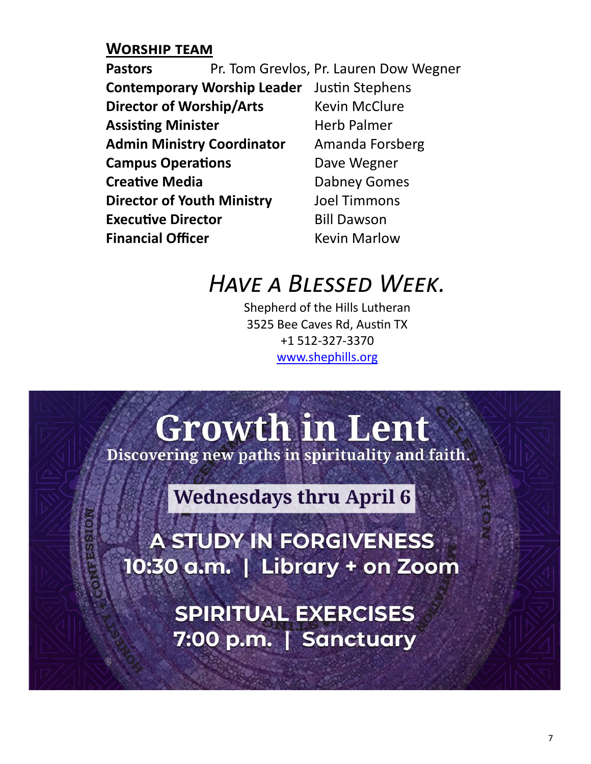## Worship team

| | |
|---|---|
| **Pastors** | Pr. Tom Grevlos, Pr. Lauren Dow Wegner |
| **Contemporary Worship Leader** | Justin Stephens |
| **Director of Worship/Arts** | Kevin McClure |
| **Assisting Minister** | Herb Palmer |
| **Admin Ministry Coordinator** | Amanda Forsberg |
| **Campus Operations** | Dave Wegner |
| **Creative Media** | Dabney Gomes |
| **Director of Youth Ministry** | Joel Timmons |
| **Executive Director** | Bill Dawson |
| **Financial Officer** | Kevin Marlow |

# *Have a Blessed Week.*

Shepherd of the Hills Lutheran
3525 Bee Caves Rd, Austin TX
+1 512-327-3370
www.shephills.org

# Growth in Lent

Discovering new paths in spirituality and faith.

**Wednesdays thru April 6**

**A STUDY IN FORGIVENESS**
**10:30 a.m. | Library + on Zoom**

**SPIRITUAL EXERCISES**
**7:00 p.m. | Sanctuary**